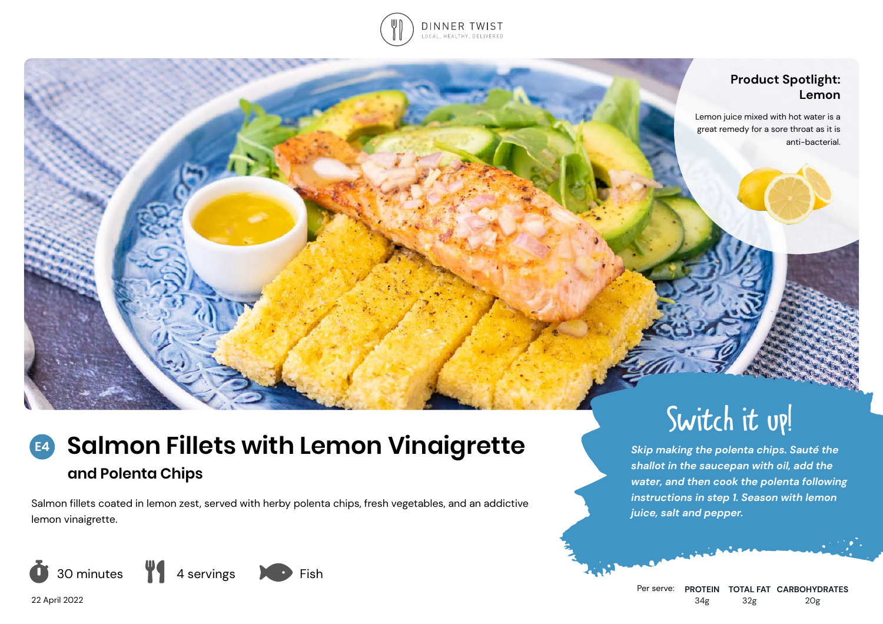DINNER TWIST
LOCAL, HEALTHY, DELIVERED

**Product Spotlight: Lemon**

Lemon juice mixed with hot water is a great remedy for a sore throat as it is anti-bacterial.

# E4 Salmon Fillets with Lemon Vinaigrette

## and Polenta Chips

Salmon fillets coated in lemon zest, served with herby polenta chips, fresh vegetables, and an addictive lemon vinaigrette.

30 minutes | 4 servings | Fish

22 April 2022

**Switch it up!**

***Skip making the polenta chips. Sauté the shallot in the saucepan with oil, add the water, and then cook the polenta following instructions in step 1. Season with lemon juice, salt and pepper.***

| Per serve: | PROTEIN | TOTAL FAT | CARBOHYDRATES |
|---|---|---|---|
| | 34g | 32g | 20g |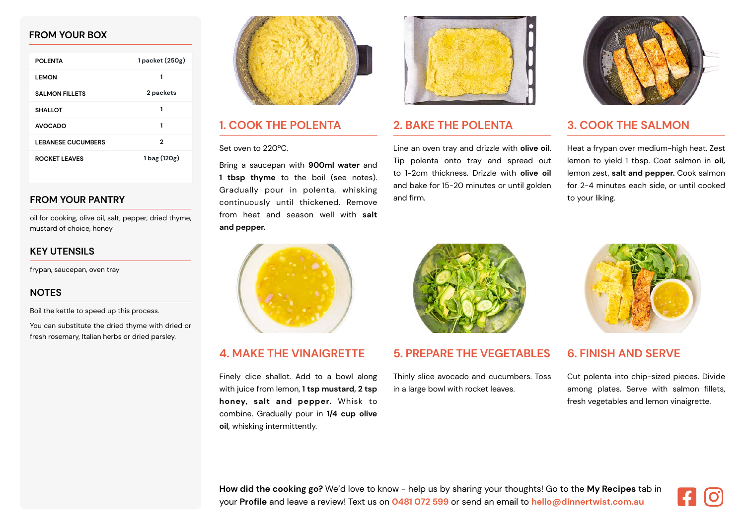## FROM YOUR BOX

| | |
|---|---|
| POLENTA | 1 packet (250g) |
| LEMON | 1 |
| SALMON FILLETS | 2 packets |
| SHALLOT | 1 |
| AVOCADO | 1 |
| LEBANESE CUCUMBERS | 2 |
| ROCKET LEAVES | 1 bag (120g) |

## FROM YOUR PANTRY

oil for cooking, olive oil, salt, pepper, dried thyme, mustard of choice, honey

## KEY UTENSILS

frypan, saucepan, oven tray

## NOTES

Boil the kettle to speed up this process.

You can substitute the dried thyme with dried or fresh rosemary, Italian herbs or dried parsley.

## 1. COOK THE POLENTA

Set oven to 220ºC.

Bring a saucepan with **900ml water** and **1 tbsp thyme** to the boil (see notes). Gradually pour in polenta, whisking continuously until thickened. Remove from heat and season well with **salt and pepper.**

## 2. BAKE THE POLENTA

Line an oven tray and drizzle with **olive oil**. Tip polenta onto tray and spread out to 1-2cm thickness. Drizzle with **olive oil** and bake for 15-20 minutes or until golden and firm.

## 3. COOK THE SALMON

Heat a frypan over medium-high heat. Zest lemon to yield 1 tbsp. Coat salmon in **oil,** lemon zest, **salt and pepper.** Cook salmon for 2-4 minutes each side, or until cooked to your liking.

## 4. MAKE THE VINAIGRETTE

Finely dice shallot. Add to a bowl along with juice from lemon, **1 tsp mustard, 2 tsp honey, salt and pepper.** Whisk to combine. Gradually pour in **1/4 cup olive oil,** whisking intermittently.

## 5. PREPARE THE VEGETABLES

Thinly slice avocado and cucumbers. Toss in a large bowl with rocket leaves.

## 6. FINISH AND SERVE

Cut polenta into chip-sized pieces. Divide among plates. Serve with salmon fillets, fresh vegetables and lemon vinaigrette.

**How did the cooking go?** We'd love to know - help us by sharing your thoughts! Go to the **My Recipes** tab in your **Profile** and leave a review! Text us on 0481 072 599 or send an email to hello@dinnertwist.com.au